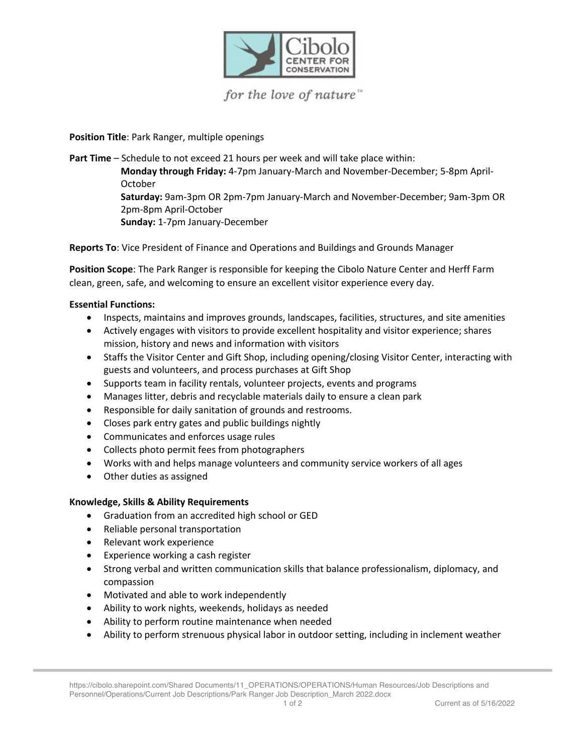Cibolo CENTER FOR CONSERVATION

*for the love of nature™*

**Position Title**: Park Ranger, multiple openings

**Part Time** – Schedule to not exceed 21 hours per week and will take place within:

**Monday through Friday:** 4-7pm January-March and November-December; 5-8pm April-October
**Saturday:** 9am-3pm OR 2pm-7pm January-March and November-December; 9am-3pm OR 2pm-8pm April-October
**Sunday:** 1-7pm January-December

**Reports To**: Vice President of Finance and Operations and Buildings and Grounds Manager

**Position Scope**: The Park Ranger is responsible for keeping the Cibolo Nature Center and Herff Farm clean, green, safe, and welcoming to ensure an excellent visitor experience every day.

**Essential Functions:**

- Inspects, maintains and improves grounds, landscapes, facilities, structures, and site amenities
- Actively engages with visitors to provide excellent hospitality and visitor experience; shares mission, history and news and information with visitors
- Staffs the Visitor Center and Gift Shop, including opening/closing Visitor Center, interacting with guests and volunteers, and process purchases at Gift Shop
- Supports team in facility rentals, volunteer projects, events and programs
- Manages litter, debris and recyclable materials daily to ensure a clean park
- Responsible for daily sanitation of grounds and restrooms.
- Closes park entry gates and public buildings nightly
- Communicates and enforces usage rules
- Collects photo permit fees from photographers
- Works with and helps manage volunteers and community service workers of all ages
- Other duties as assigned

**Knowledge, Skills & Ability Requirements**

- Graduation from an accredited high school or GED
- Reliable personal transportation
- Relevant work experience
- Experience working a cash register
- Strong verbal and written communication skills that balance professionalism, diplomacy, and compassion
- Motivated and able to work independently
- Ability to work nights, weekends, holidays as needed
- Ability to perform routine maintenance when needed
- Ability to perform strenuous physical labor in outdoor setting, including in inclement weather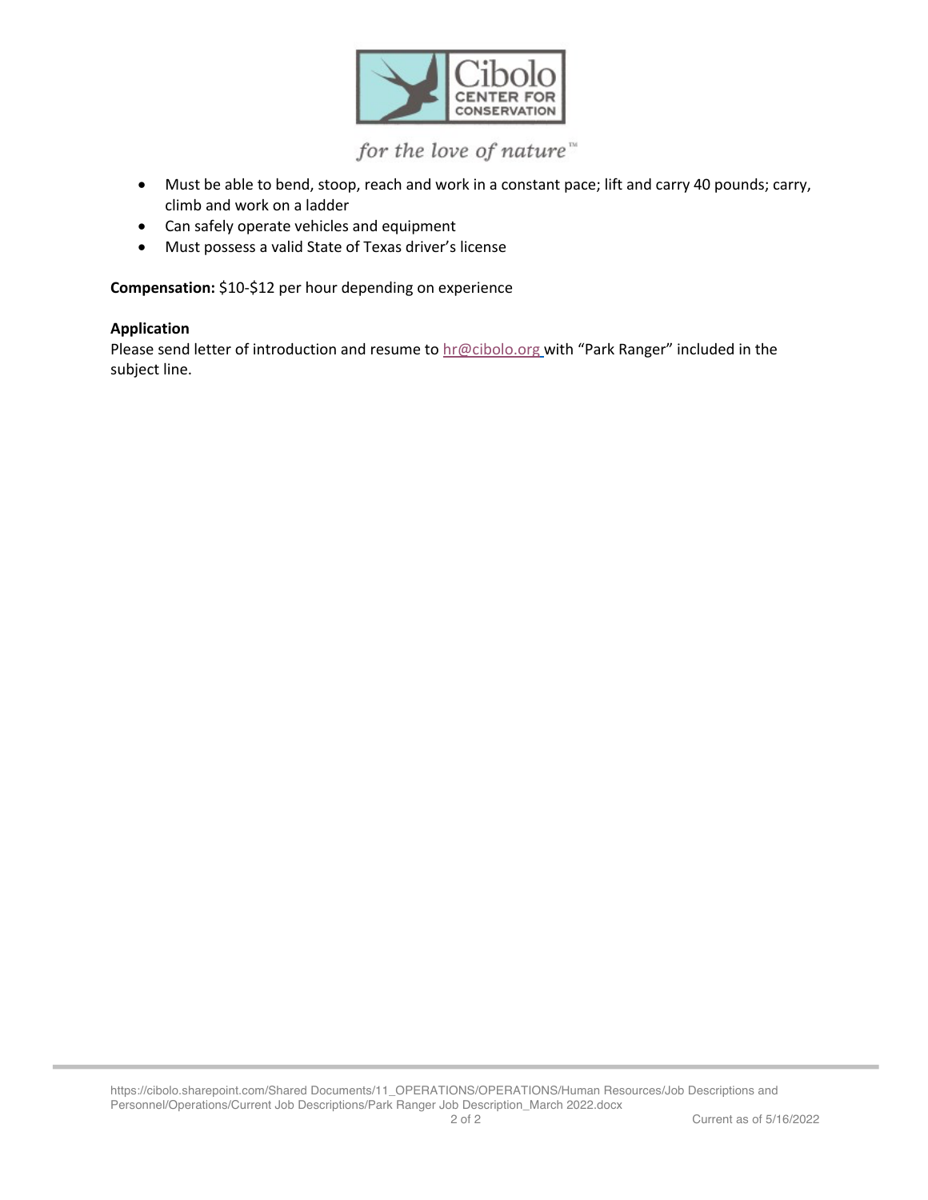- Must be able to bend, stoop, reach and work in a constant pace; lift and carry 40 pounds; carry, climb and work on a ladder
- Can safely operate vehicles and equipment
- Must possess a valid State of Texas driver's license

**Compensation:** $10-$12 per hour depending on experience

**Application**
Please send letter of introduction and resume to hr@cibolo.org with "Park Ranger" included in the subject line.